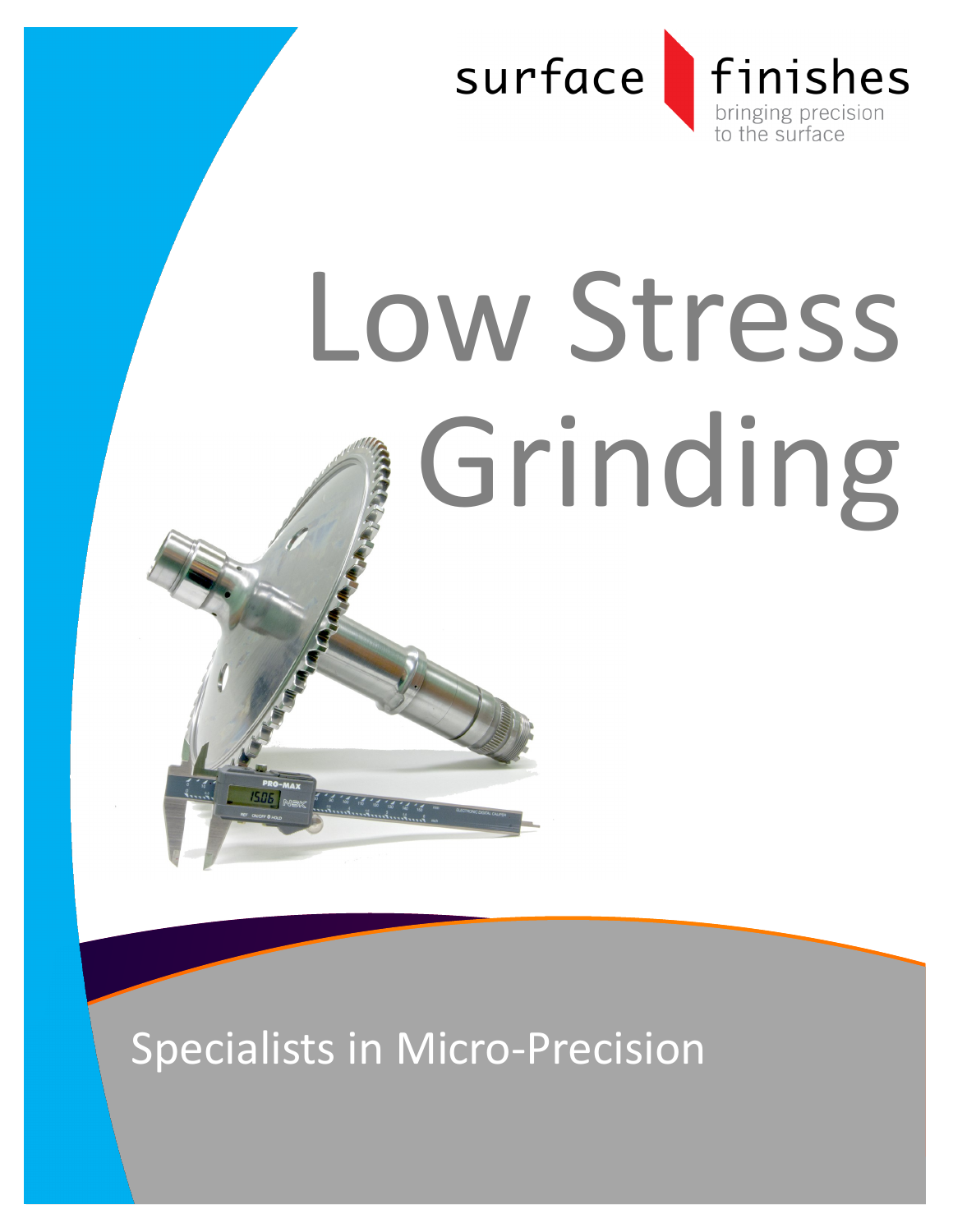surface finishes

bringing precision to the surface

# Low Stress Grinding

Specialists in Micro-Precision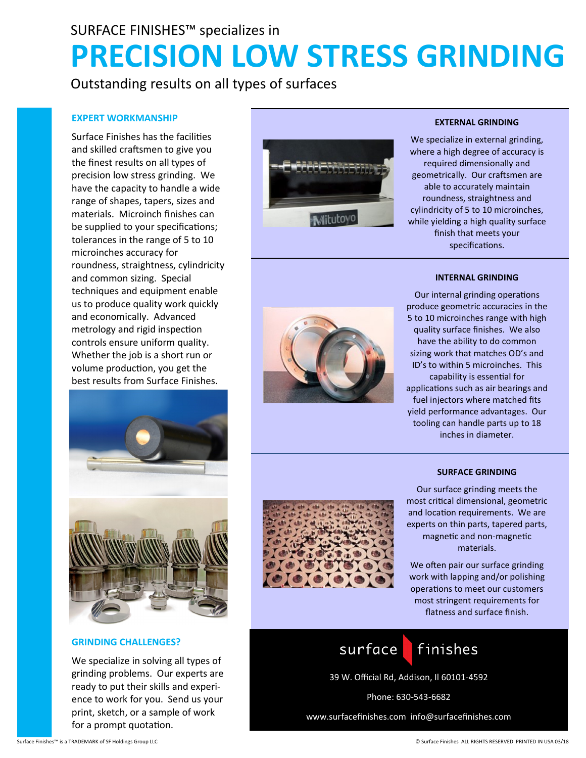SURFACE FINISHES™ specializes in

# PRECISION LOW STRESS GRINDING

Outstanding results on all types of surfaces

## EXPERT WORKMANSHIP

Surface Finishes has the facilities and skilled craftsmen to give you the finest results on all types of precision low stress grinding. We have the capacity to handle a wide range of shapes, tapers, sizes and materials. Microinch finishes can be supplied to your specifications; tolerances in the range of 5 to 10 microinches accuracy for roundness, straightness, cylindricity and common sizing. Special techniques and equipment enable us to produce quality work quickly and economically. Advanced metrology and rigid inspection controls ensure uniform quality. Whether the job is a short run or volume production, you get the best results from Surface Finishes.

## GRINDING CHALLENGES?

We specialize in solving all types of grinding problems. Our experts are ready to put their skills and experience to work for you. Send us your print, sketch, or a sample of work for a prompt quotation.

### EXTERNAL GRINDING

We specialize in external grinding, where a high degree of accuracy is required dimensionally and geometrically. Our craftsmen are able to accurately maintain roundness, straightness and cylindricity of 5 to 10 microinches, while yielding a high quality surface finish that meets your specifications.

### INTERNAL GRINDING

Our internal grinding operations produce geometric accuracies in the 5 to 10 microinches range with high quality surface finishes. We also have the ability to do common sizing work that matches OD's and ID's to within 5 microinches. This capability is essential for applications such as air bearings and fuel injectors where matched fits yield performance advantages. Our tooling can handle parts up to 18 inches in diameter.

### SURFACE GRINDING

Our surface grinding meets the most critical dimensional, geometric and location requirements. We are experts on thin parts, tapered parts, magnetic and non-magnetic materials.

We often pair our surface grinding work with lapping and/or polishing operations to meet our customers most stringent requirements for flatness and surface finish.

surface finishes

39 W. Official Rd, Addison, Il 60101-4592

Phone: 630-543-6682

www.surfacefinishes.com info@surfacefinishes.com

Surface Finishes™ is a TRADEMARK of SF Holdings Group LLC

© Surface Finishes ALL RIGHTS RESERVED PRINTED IN USA 03/18